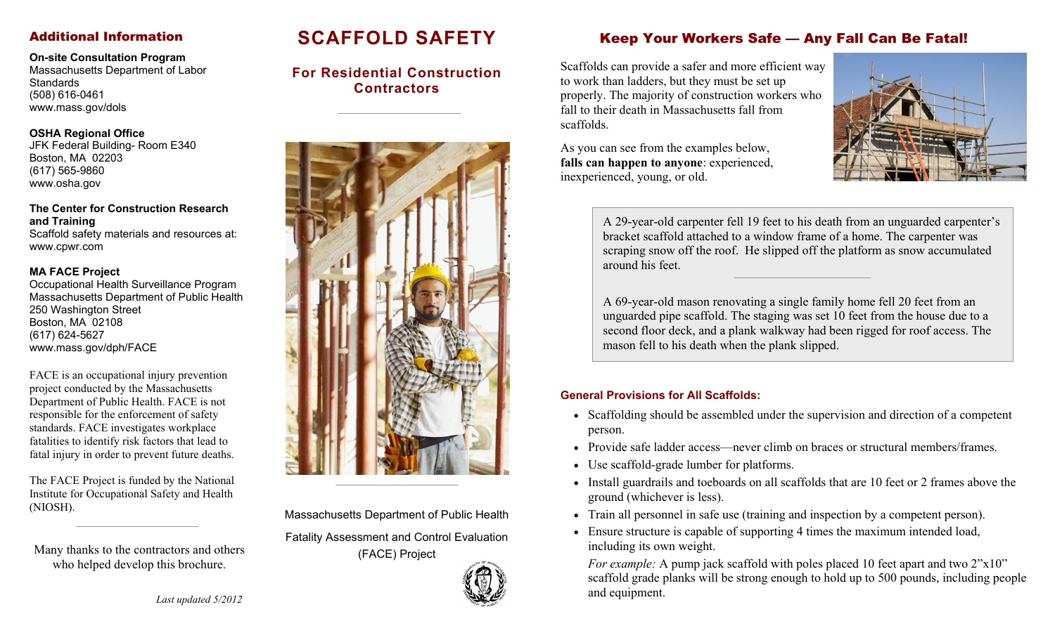## Additional Information

**On-site Consultation Program**
Massachusetts Department of Labor Standards
(508) 616-0461
www.mass.gov/dols

**OSHA Regional Office**
JFK Federal Building- Room E340
Boston, MA 02203
(617) 565-9860
www.osha.gov

**The Center for Construction Research and Training**
Scaffold safety materials and resources at:
www.cpwr.com

**MA FACE Project**
Occupational Health Surveillance Program
Massachusetts Department of Public Health
250 Washington Street
Boston, MA 02108
(617) 624-5627
www.mass.gov/dph/FACE

FACE is an occupational injury prevention project conducted by the Massachusetts Department of Public Health. FACE is not responsible for the enforcement of safety standards. FACE investigates workplace fatalities to identify risk factors that lead to fatal injury in order to prevent future deaths.

The FACE Project is funded by the National Institute for Occupational Safety and Health (NIOSH).

Many thanks to the contractors and others who helped develop this brochure.

*Last updated 5/2012*

# SCAFFOLD SAFETY

### For Residential Construction Contractors

Massachusetts Department of Public Health

Fatality Assessment and Control Evaluation (FACE) Project

## Keep Your Workers Safe — Any Fall Can Be Fatal!

Scaffolds can provide a safer and more efficient way to work than ladders, but they must be set up properly. The majority of construction workers who fall to their death in Massachusetts fall from scaffolds.

As you can see from the examples below, **falls can happen to anyone**: experienced, inexperienced, young, or old.

A 29-year-old carpenter fell 19 feet to his death from an unguarded carpenter's bracket scaffold attached to a window frame of a home. The carpenter was scraping snow off the roof. He slipped off the platform as snow accumulated around his feet.

A 69-year-old mason renovating a single family home fell 20 feet from an unguarded pipe scaffold. The staging was set 10 feet from the house due to a second floor deck, and a plank walkway had been rigged for roof access. The mason fell to his death when the plank slipped.

### General Provisions for All Scaffolds:

- Scaffolding should be assembled under the supervision and direction of a competent person.
- Provide safe ladder access—never climb on braces or structural members/frames.
- Use scaffold-grade lumber for platforms.
- Install guardrails and toeboards on all scaffolds that are 10 feet or 2 frames above the ground (whichever is less).
- Train all personnel in safe use (training and inspection by a competent person).
- Ensure structure is capable of supporting 4 times the maximum intended load, including its own weight.

  *For example:* A pump jack scaffold with poles placed 10 feet apart and two 2"x10" scaffold grade planks will be strong enough to hold up to 500 pounds, including people and equipment.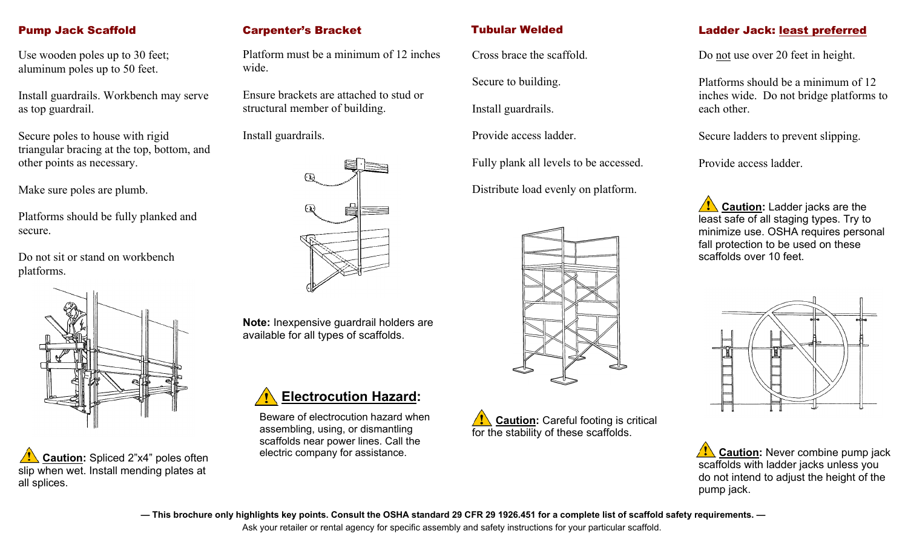## Pump Jack Scaffold

Use wooden poles up to 30 feet; aluminum poles up to 50 feet.

Install guardrails. Workbench may serve as top guardrail.

Secure poles to house with rigid triangular bracing at the top, bottom, and other points as necessary.

Make sure poles are plumb.

Platforms should be fully planked and secure.

Do not sit or stand on workbench platforms.

**Caution:** Spliced 2"x4" poles often slip when wet. Install mending plates at all splices.

## Carpenter's Bracket

Platform must be a minimum of 12 inches wide.

Ensure brackets are attached to stud or structural member of building.

Install guardrails.

**Note:** Inexpensive guardrail holders are available for all types of scaffolds.

### Electrocution Hazard:

Beware of electrocution hazard when assembling, using, or dismantling scaffolds near power lines. Call the electric company for assistance.

## Tubular Welded

Cross brace the scaffold.

Secure to building.

Install guardrails.

Provide access ladder.

Fully plank all levels to be accessed.

Distribute load evenly on platform.

**Caution:** Careful footing is critical for the stability of these scaffolds.

## Ladder Jack: least preferred

Do not use over 20 feet in height.

Platforms should be a minimum of 12 inches wide. Do not bridge platforms to each other.

Secure ladders to prevent slipping.

Provide access ladder.

**Caution:** Ladder jacks are the least safe of all staging types. Try to minimize use. OSHA requires personal fall protection to be used on these scaffolds over 10 feet.

**Caution:** Never combine pump jack scaffolds with ladder jacks unless you do not intend to adjust the height of the pump jack.

**— This brochure only highlights key points. Consult the OSHA standard 29 CFR 29 1926.451 for a complete list of scaffold safety requirements. —**

Ask your retailer or rental agency for specific assembly and safety instructions for your particular scaffold.